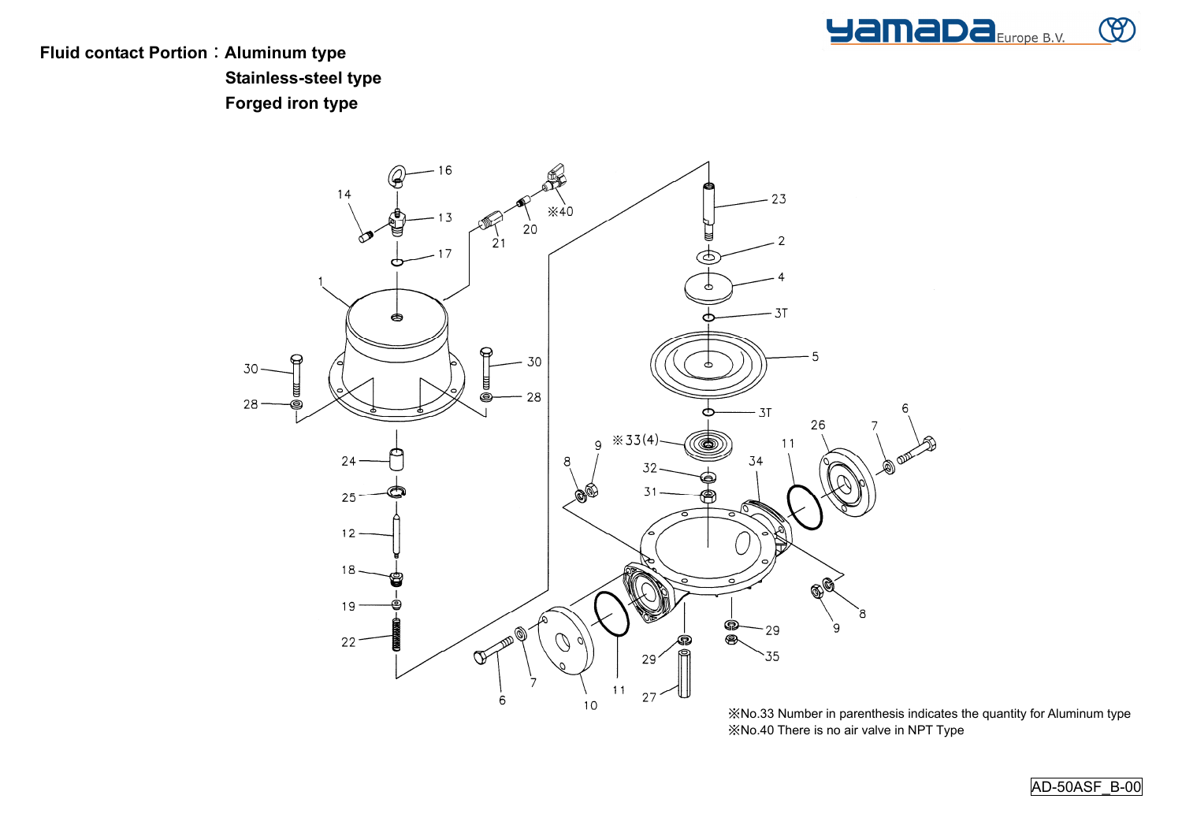**Fluid contact Portion：Aluminum type**
**Stainless-steel type**
**Forged iron type**

※No.33 Number in parenthesis indicates the quantity for Aluminum type
※No.40 There is no air valve in NPT Type

AD-50ASF_B-00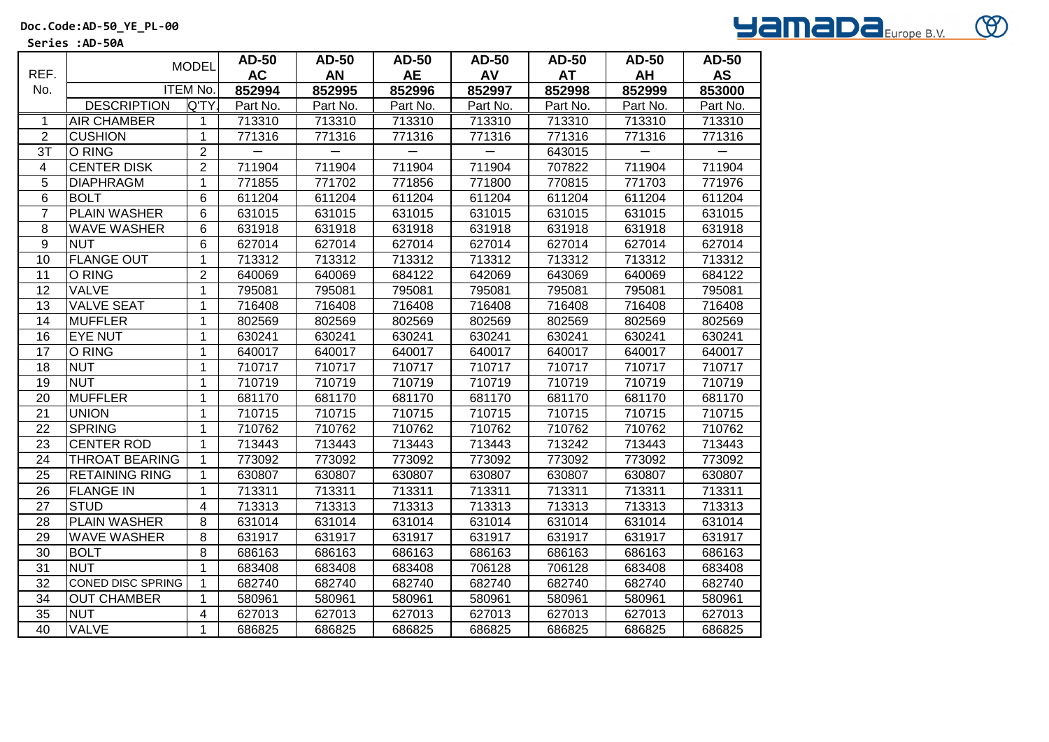Doc.Code:AD-50_YE_PL-00

Series :AD-50A

| REF. No. | MODEL | | AD-50 AC | AD-50 AN | AD-50 AE | AD-50 AV | AD-50 AT | AD-50 AH | AD-50 AS |
|---|---|---|---|---|---|---|---|---|---|
| | ITEM No. | | 852994 | 852995 | 852996 | 852997 | 852998 | 852999 | 853000 |
| | DESCRIPTION | Q'TY. | Part No. | Part No. | Part No. | Part No. | Part No. | Part No. | Part No. |
| 1 | AIR CHAMBER | 1 | 713310 | 713310 | 713310 | 713310 | 713310 | 713310 | 713310 |
| 2 | CUSHION | 1 | 771316 | 771316 | 771316 | 771316 | 771316 | 771316 | 771316 |
| 3T | O RING | 2 | — | — | — | — | 643015 | — | — |
| 4 | CENTER DISK | 2 | 711904 | 711904 | 711904 | 711904 | 707822 | 711904 | 711904 |
| 5 | DIAPHRAGM | 1 | 771855 | 771702 | 771856 | 771800 | 770815 | 771703 | 771976 |
| 6 | BOLT | 6 | 611204 | 611204 | 611204 | 611204 | 611204 | 611204 | 611204 |
| 7 | PLAIN WASHER | 6 | 631015 | 631015 | 631015 | 631015 | 631015 | 631015 | 631015 |
| 8 | WAVE WASHER | 6 | 631918 | 631918 | 631918 | 631918 | 631918 | 631918 | 631918 |
| 9 | NUT | 6 | 627014 | 627014 | 627014 | 627014 | 627014 | 627014 | 627014 |
| 10 | FLANGE OUT | 1 | 713312 | 713312 | 713312 | 713312 | 713312 | 713312 | 713312 |
| 11 | O RING | 2 | 640069 | 640069 | 684122 | 642069 | 643069 | 640069 | 684122 |
| 12 | VALVE | 1 | 795081 | 795081 | 795081 | 795081 | 795081 | 795081 | 795081 |
| 13 | VALVE SEAT | 1 | 716408 | 716408 | 716408 | 716408 | 716408 | 716408 | 716408 |
| 14 | MUFFLER | 1 | 802569 | 802569 | 802569 | 802569 | 802569 | 802569 | 802569 |
| 16 | EYE NUT | 1 | 630241 | 630241 | 630241 | 630241 | 630241 | 630241 | 630241 |
| 17 | O RING | 1 | 640017 | 640017 | 640017 | 640017 | 640017 | 640017 | 640017 |
| 18 | NUT | 1 | 710717 | 710717 | 710717 | 710717 | 710717 | 710717 | 710717 |
| 19 | NUT | 1 | 710719 | 710719 | 710719 | 710719 | 710719 | 710719 | 710719 |
| 20 | MUFFLER | 1 | 681170 | 681170 | 681170 | 681170 | 681170 | 681170 | 681170 |
| 21 | UNION | 1 | 710715 | 710715 | 710715 | 710715 | 710715 | 710715 | 710715 |
| 22 | SPRING | 1 | 710762 | 710762 | 710762 | 710762 | 710762 | 710762 | 710762 |
| 23 | CENTER ROD | 1 | 713443 | 713443 | 713443 | 713443 | 713242 | 713443 | 713443 |
| 24 | THROAT BEARING | 1 | 773092 | 773092 | 773092 | 773092 | 773092 | 773092 | 773092 |
| 25 | RETAINING RING | 1 | 630807 | 630807 | 630807 | 630807 | 630807 | 630807 | 630807 |
| 26 | FLANGE IN | 1 | 713311 | 713311 | 713311 | 713311 | 713311 | 713311 | 713311 |
| 27 | STUD | 4 | 713313 | 713313 | 713313 | 713313 | 713313 | 713313 | 713313 |
| 28 | PLAIN WASHER | 8 | 631014 | 631014 | 631014 | 631014 | 631014 | 631014 | 631014 |
| 29 | WAVE WASHER | 8 | 631917 | 631917 | 631917 | 631917 | 631917 | 631917 | 631917 |
| 30 | BOLT | 8 | 686163 | 686163 | 686163 | 686163 | 686163 | 686163 | 686163 |
| 31 | NUT | 1 | 683408 | 683408 | 683408 | 706128 | 706128 | 683408 | 683408 |
| 32 | CONED DISC SPRING | 1 | 682740 | 682740 | 682740 | 682740 | 682740 | 682740 | 682740 |
| 34 | OUT CHAMBER | 1 | 580961 | 580961 | 580961 | 580961 | 580961 | 580961 | 580961 |
| 35 | NUT | 4 | 627013 | 627013 | 627013 | 627013 | 627013 | 627013 | 627013 |
| 40 | VALVE | 1 | 686825 | 686825 | 686825 | 686825 | 686825 | 686825 | 686825 |